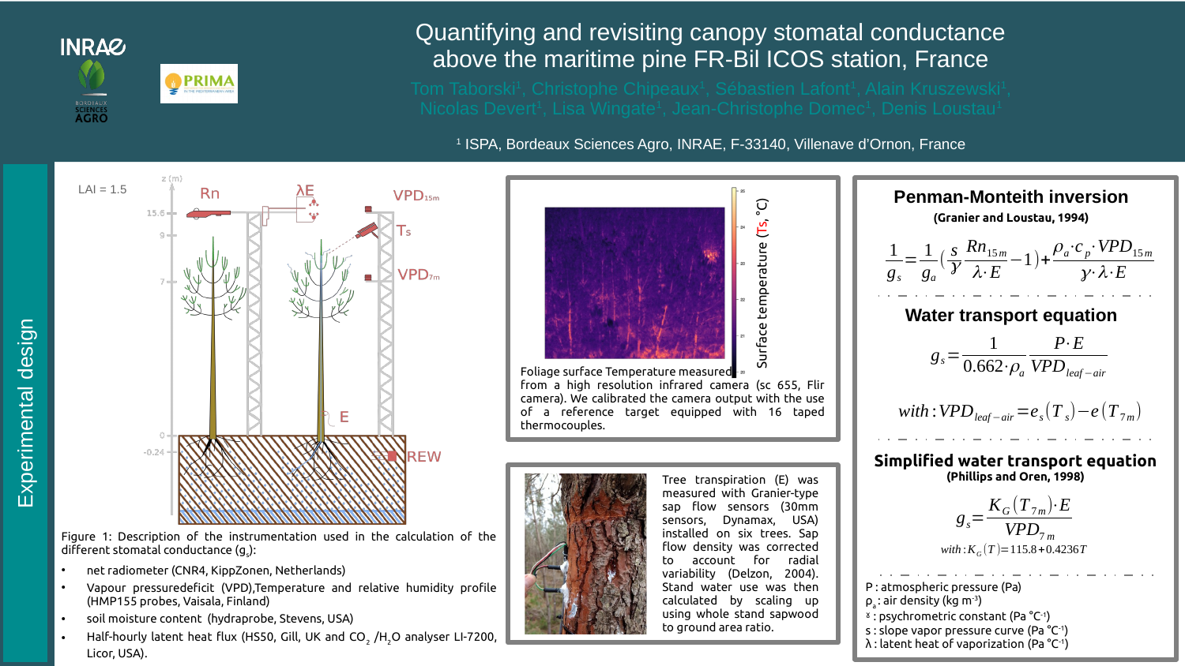# Quantifying and revisiting canopy stomatal conductance above the maritime pine FR-Bil ICOS station, France

Tom Taborski[1], Christophe Chipeaux[1], Sébastien Lafont[1], Alain Kruszewski[1], Nicolas Devert[1], Lisa Wingate[1], Jean-Christophe Domec[1], Denis Loustau[1]

[1] ISPA, Bordeaux Sciences Agro, INRAE, F-33140, Villenave d'Ornon, France

## Experimental design

LAI = 1.5

Figure 1: Description of the instrumentation used in the calculation of the different stomatal conductance ($g_s$):

- net radiometer (CNR4, KippZonen, Netherlands)
- Vapour pressuredeficit (VPD),Temperature and relative humidity profile (HMP155 probes, Vaisala, Finland)
- soil moisture content (hydraprobe, Stevens, USA)
- Half-hourly latent heat flux (HS50, Gill, UK and $CO_2$ /$H_2O$ analyser LI-7200, Licor, USA).

Foliage surface Temperature measured from a high resolution infrared camera (sc 655, Flir camera). We calibrated the camera output with the use of a reference target equipped with 16 taped thermocouples.

Tree transpiration (E) was measured with Granier-type sap flow sensors (30mm sensors, Dynamax, USA) installed on six trees. Sap flow density was corrected to account for radial variability (Delzon, 2004). Stand water use was then calculated by scaling up using whole stand sapwood to ground area ratio.

### Penman-Monteith inversion

**(Granier and Loustau, 1994)**

$$\frac{1}{g_s} = \frac{1}{g_a}\left(\frac{s}{\gamma}\frac{Rn_{15m}}{\lambda \cdot E} - 1\right) + \frac{\rho_a \cdot c_p \cdot VPD_{15m}}{\gamma \cdot \lambda \cdot E}$$

### Water transport equation

$$g_s = \frac{1}{0.662 \cdot \rho_a}\frac{P \cdot E}{VPD_{leaf-air}}$$

$$with: VPD_{leaf-air} = e_s(T_s) - e(T_{7m})$$

### Simplified water transport equation

**(Phillips and Oren, 1998)**

$$g_s = \frac{K_G(T_{7m}) \cdot E}{VPD_{7m}}$$

$$with: K_G(T) = 115.8 + 0.4236T$$

P : atmospheric pressure (Pa)
$\rho_a$ : air density (kg m$^{-3}$)
$\gamma$ : psychrometric constant (Pa °C$^{-1}$)
s : slope vapor pressure curve (Pa °C$^{-1}$)
$\lambda$ : latent heat of vaporization (Pa °C$^{-1}$)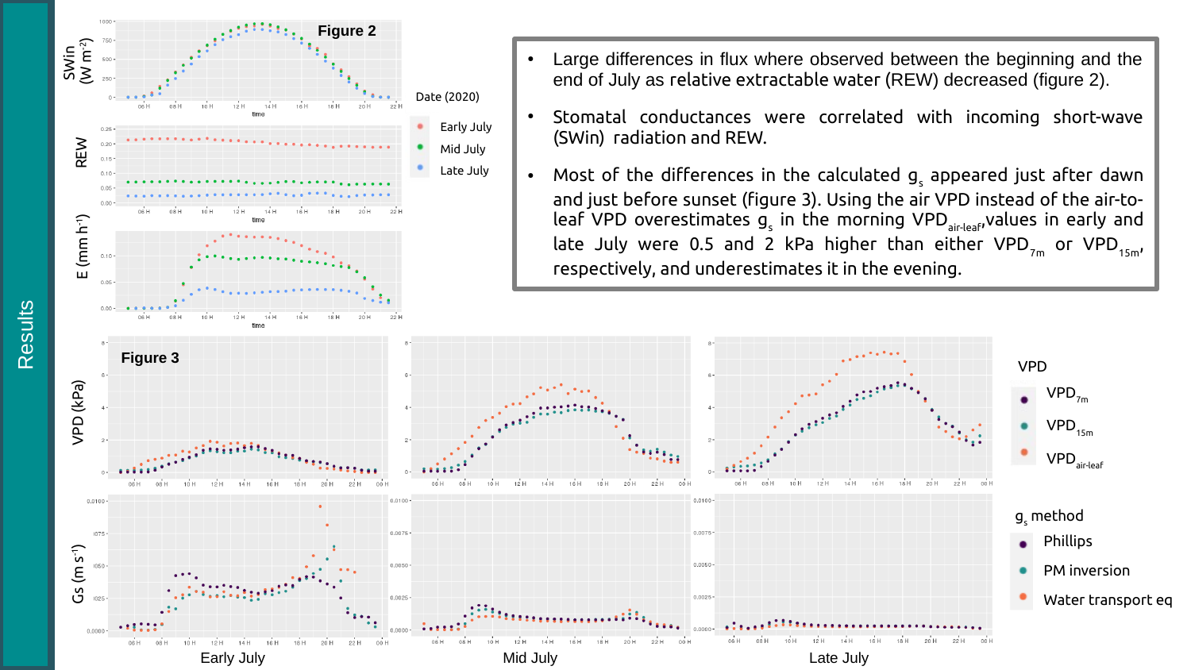# Results

**Figure 2**

- Large differences in flux where observed between the beginning and the end of July as relative extractable water (REW) decreased (figure 2).
- Stomatal conductances were correlated with incoming short-wave (SWin) radiation and REW.
- Most of the differences in the calculated $g_s$ appeared just after dawn and just before sunset (figure 3). Using the air VPD instead of the air-to-leaf VPD overestimates $g_s$ in the morning $VPD_{air\text{-}leaf}$, values in early and late July were 0.5 and 2 kPa higher than either $VPD_{7m}$ or $VPD_{15m}$, respectively, and underestimates it in the evening.

**Figure 3**

Early July | Mid July | Late July

VPD: $VPD_{7m}$, $VPD_{15m}$, $VPD_{air\text{-}leaf}$

$g_s$ method: Phillips, PM inversion, Water transport eq

Date (2020): Early July, Mid July, Late July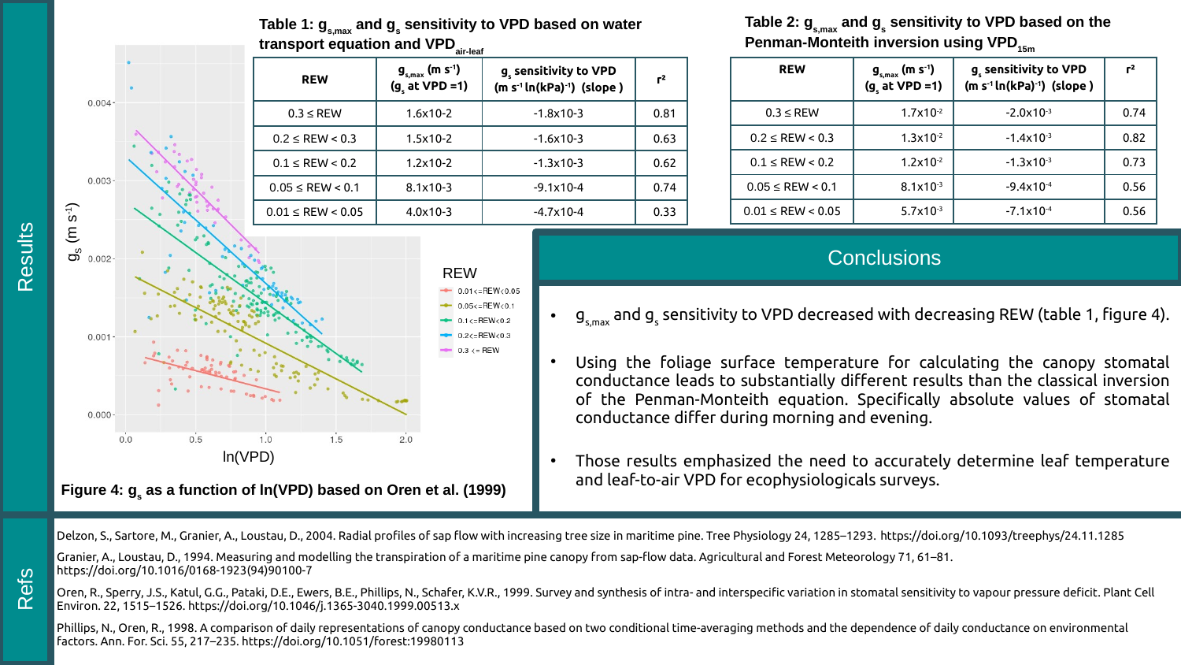# Results

Table 1: $g_{s,max}$ and $g_s$ sensitivity to VPD based on water transport equation and $VPD_{air\text{-}leaf}$

| REW | $g_{s,max}$ ($m\ s^{-1}$) ($g_s$ at VPD =1) | $g_s$ sensitivity to VPD ($m\ s^{-1}\ ln(kPa)^{-1}$) (slope ) | $r^2$ |
|---|---|---|---|
| 0.3 ≤ REW | 1.6x10-2 | -1.8x10-3 | 0.81 |
| 0.2 ≤ REW < 0.3 | 1.5x10-2 | -1.6x10-3 | 0.63 |
| 0.1 ≤ REW < 0.2 | 1.2x10-2 | -1.3x10-3 | 0.62 |
| 0.05 ≤ REW < 0.1 | 8.1x10-3 | -9.1x10-4 | 0.74 |
| 0.01 ≤ REW < 0.05 | 4.0x10-3 | -4.7x10-4 | 0.33 |

Table 2: $g_{s,max}$ and $g_s$ sensitivity to VPD based on the Penman-Monteith inversion using $VPD_{15m}$

| REW | $g_{s,max}$ ($m\ s^{-1}$) ($g_s$ at VPD =1) | $g_s$ sensitivity to VPD ($m\ s^{-1}\ ln(kPa)^{-1}$) (slope ) | $r^2$ |
|---|---|---|---|
| 0.3 ≤ REW | $1.7\times10^{-2}$ | $-2.0\times10^{-3}$ | 0.74 |
| 0.2 ≤ REW < 0.3 | $1.3\times10^{-2}$ | $-1.4\times10^{-3}$ | 0.82 |
| 0.1 ≤ REW < 0.2 | $1.2\times10^{-2}$ | $-1.3\times10^{-3}$ | 0.73 |
| 0.05 ≤ REW < 0.1 | $8.1\times10^{-3}$ | $-9.4\times10^{-4}$ | 0.56 |
| 0.01 ≤ REW < 0.05 | $5.7\times10^{-3}$ | $-7.1\times10^{-4}$ | 0.56 |

$g_s$ (m s$^{-1}$)

0.004
0.003
0.002
0.001
0.000

0.0 0.5 1.0 1.5 2.0

ln(VPD)

REW

0.01<=REW<0.05
0.05<=REW<0.1
0.1<=REW<0.2
0.2<=REW<0.3
0.3 <= REW

Figure 4: $g_s$ as a function of ln(VPD) based on Oren et al. (1999)

## Conclusions

- $g_{s,max}$ and $g_s$ sensitivity to VPD decreased with decreasing REW (table 1, figure 4).
- Using the foliage surface temperature for calculating the canopy stomatal conductance leads to substantially different results than the classical inversion of the Penman-Monteith equation. Specifically absolute values of stomatal conductance differ during morning and evening.
- Those results emphasized the need to accurately determine leaf temperature and leaf-to-air VPD for ecophysiologicals surveys.

# Refs

Delzon, S., Sartore, M., Granier, A., Loustau, D., 2004. Radial profiles of sap flow with increasing tree size in maritime pine. Tree Physiology 24, 1285–1293. https://doi.org/10.1093/treephys/24.11.1285

Granier, A., Loustau, D., 1994. Measuring and modelling the transpiration of a maritime pine canopy from sap-flow data. Agricultural and Forest Meteorology 71, 61–81. https://doi.org/10.1016/0168-1923(94)90100-7

Oren, R., Sperry, J.S., Katul, G.G., Pataki, D.E., Ewers, B.E., Phillips, N., Schafer, K.V.R., 1999. Survey and synthesis of intra- and interspecific variation in stomatal sensitivity to vapour pressure deficit. Plant Cell Environ. 22, 1515–1526. https://doi.org/10.1046/j.1365-3040.1999.00513.x

Phillips, N., Oren, R., 1998. A comparison of daily representations of canopy conductance based on two conditional time-averaging methods and the dependence of daily conductance on environmental factors. Ann. For. Sci. 55, 217–235. https://doi.org/10.1051/forest:19980113